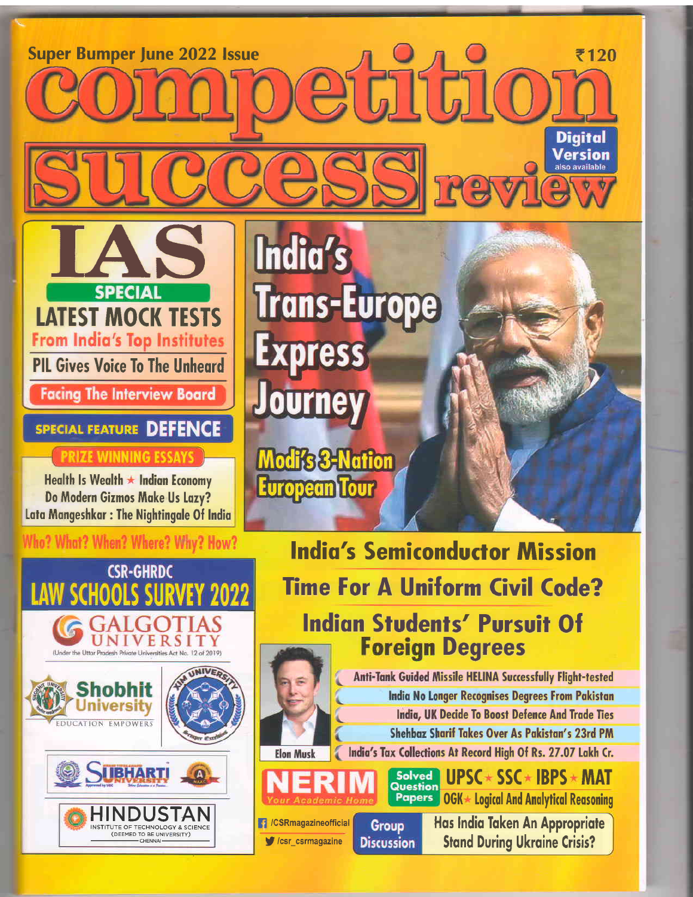Super Bumper June 2022 Issue

₹120

# competition success review

Digital Version also available

## IAS SPECIAL

LATEST MOCK TESTS From India's Top Institutes

PIL Gives Voice To The Unheard

Facing The Interview Board

SPECIAL FEATURE DEFENCE

PRIZE WINNING ESSAYS

Health Is Wealth ★ Indian Economy

Do Modern Gizmos Make Us Lazy?

Lata Mangeshkar : The Nightingale Of India

Who? What? When? Where? Why? How?

## India's Trans-Europe Express Journey

Modi's 3-Nation European Tour

## CSR-GHRDC LAW SCHOOLS SURVEY 2022

GALGOTIAS UNIVERSITY (Under the Uttar Pradesh Private Universities Act No. 12 of 2019)

Shobhit University EDUCATION EMPOWERS

SUBHARTI UNIVERSITY

HINDUSTAN INSTITUTE OF TECHNOLOGY & SCIENCE (DEEMED TO BE UNIVERSITY) CHENNAI

## India's Semiconductor Mission

## Time For A Uniform Civil Code?

## Indian Students' Pursuit Of Foreign Degrees

Elon Musk

- Anti-Tank Guided Missile HELINA Successfully Flight-tested
- India No Longer Recognises Degrees From Pakistan
- India, UK Decide To Boost Defence And Trade Ties
- Shehbaz Sharif Takes Over As Pakistan's 23rd PM
- India's Tax Collections At Record High Of Rs. 27.07 Lakh Cr.

NERIM Your Academic Home

Solved Question Papers UPSC ★ SSC ★ IBPS ★ MAT

OGK ★ Logical And Analytical Reasoning

/CSRmagazineofficial

/csr_csrmagazine

Group Discussion: Has India Taken An Appropriate Stand During Ukraine Crisis?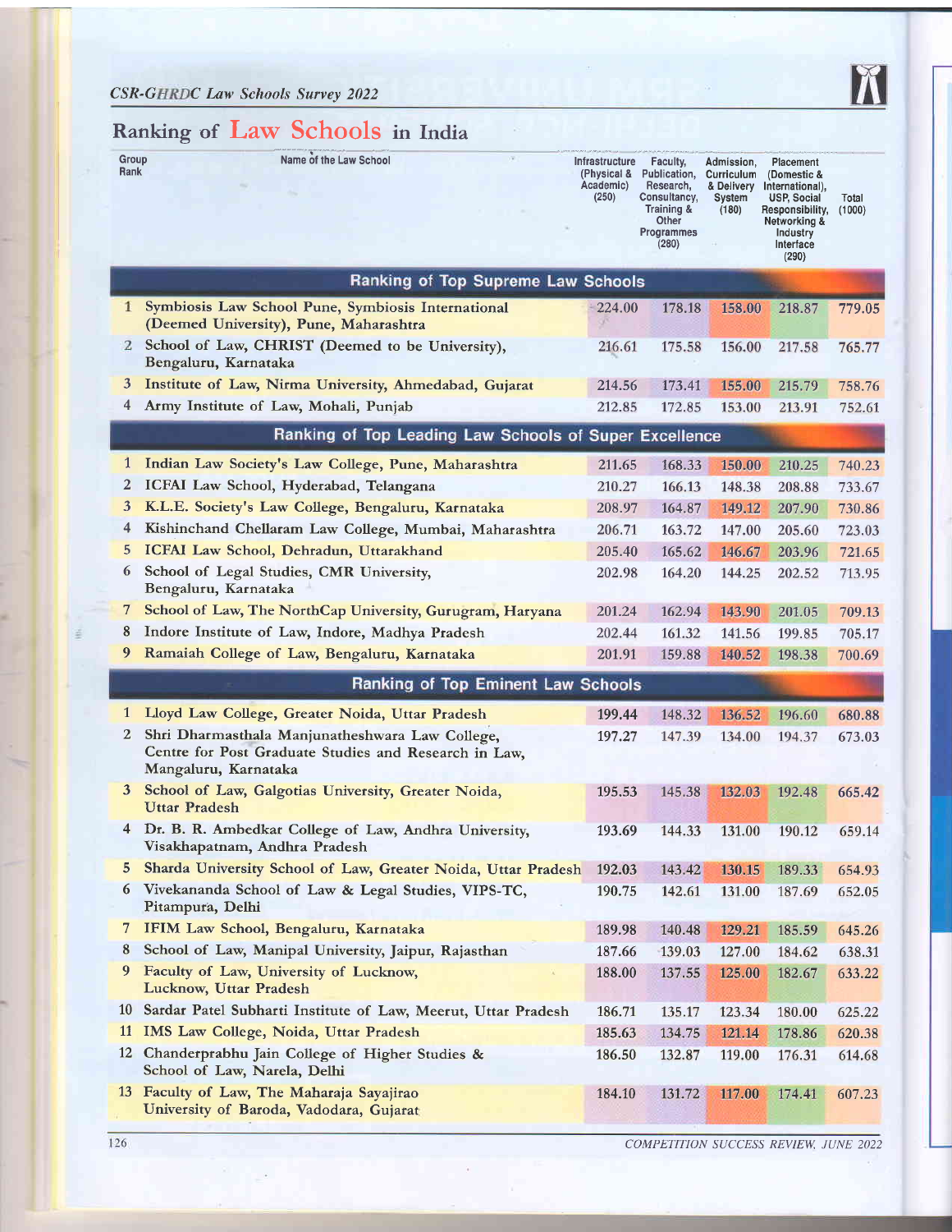## Ranking of Law Schools in India

| Group Rank | Name of the Law School | Infrastructure (Physical & Academic) (250) | Faculty, Publication, Research, Consultancy, Training & Other Programmes (280) | Admission, Curriculum & Delivery System (180) | Placement (Domestic & International), USP, Social Responsibility, Networking & Industry Interface (290) | Total (1000) |
|---|---|---|---|---|---|---|
| | **Ranking of Top Supreme Law Schools** | | | | | |
| 1 | Symbiosis Law School Pune, Symbiosis International (Deemed University), Pune, Maharashtra | 224.00 | 178.18 | 158.00 | 218.87 | 779.05 |
| 2 | School of Law, CHRIST (Deemed to be University), Bengaluru, Karnataka | 216.61 | 175.58 | 156.00 | 217.58 | 765.77 |
| 3 | Institute of Law, Nirma University, Ahmedabad, Gujarat | 214.56 | 173.41 | 155.00 | 215.79 | 758.76 |
| 4 | Army Institute of Law, Mohali, Punjab | 212.85 | 172.85 | 153.00 | 213.91 | 752.61 |
| | **Ranking of Top Leading Law Schools of Super Excellence** | | | | | |
| 1 | Indian Law Society's Law College, Pune, Maharashtra | 211.65 | 168.33 | 150.00 | 210.25 | 740.23 |
| 2 | ICFAI Law School, Hyderabad, Telangana | 210.27 | 166.13 | 148.38 | 208.88 | 733.67 |
| 3 | K.L.E. Society's Law College, Bengaluru, Karnataka | 208.97 | 164.87 | 149.12 | 207.90 | 730.86 |
| 4 | Kishinchand Chellaram Law College, Mumbai, Maharashtra | 206.71 | 163.72 | 147.00 | 205.60 | 723.03 |
| 5 | ICFAI Law School, Dehradun, Uttarakhand | 205.40 | 165.62 | 146.67 | 203.96 | 721.65 |
| 6 | School of Legal Studies, CMR University, Bengaluru, Karnataka | 202.98 | 164.20 | 144.25 | 202.52 | 713.95 |
| 7 | School of Law, The NorthCap University, Gurugram, Haryana | 201.24 | 162.94 | 143.90 | 201.05 | 709.13 |
| 8 | Indore Institute of Law, Indore, Madhya Pradesh | 202.44 | 161.32 | 141.56 | 199.85 | 705.17 |
| 9 | Ramaiah College of Law, Bengaluru, Karnataka | 201.91 | 159.88 | 140.52 | 198.38 | 700.69 |
| | **Ranking of Top Eminent Law Schools** | | | | | |
| 1 | Lloyd Law College, Greater Noida, Uttar Pradesh | 199.44 | 148.32 | 136.52 | 196.60 | 680.88 |
| 2 | Shri Dharmasthala Manjunatheshwara Law College, Centre for Post Graduate Studies and Research in Law, Mangaluru, Karnataka | 197.27 | 147.39 | 134.00 | 194.37 | 673.03 |
| 3 | School of Law, Galgotias University, Greater Noida, Uttar Pradesh | 195.53 | 145.38 | 132.03 | 192.48 | 665.42 |
| 4 | Dr. B. R. Ambedkar College of Law, Andhra University, Visakhapatnam, Andhra Pradesh | 193.69 | 144.33 | 131.00 | 190.12 | 659.14 |
| 5 | Sharda University School of Law, Greater Noida, Uttar Pradesh | 192.03 | 143.42 | 130.15 | 189.33 | 654.93 |
| 6 | Vivekananda School of Law & Legal Studies, VIPS-TC, Pitampura, Delhi | 190.75 | 142.61 | 131.00 | 187.69 | 652.05 |
| 7 | IFIM Law School, Bengaluru, Karnataka | 189.98 | 140.48 | 129.21 | 185.59 | 645.26 |
| 8 | School of Law, Manipal University, Jaipur, Rajasthan | 187.66 | 139.03 | 127.00 | 184.62 | 638.31 |
| 9 | Faculty of Law, University of Lucknow, Lucknow, Uttar Pradesh | 188.00 | 137.55 | 125.00 | 182.67 | 633.22 |
| 10 | Sardar Patel Subharti Institute of Law, Meerut, Uttar Pradesh | 186.71 | 135.17 | 123.34 | 180.00 | 625.22 |
| 11 | IMS Law College, Noida, Uttar Pradesh | 185.63 | 134.75 | 121.14 | 178.86 | 620.38 |
| 12 | Chanderprabhu Jain College of Higher Studies & School of Law, Narela, Delhi | 186.50 | 132.87 | 119.00 | 176.31 | 614.68 |
| 13 | Faculty of Law, The Maharaja Sayajirao University of Baroda, Vadodara, Gujarat | 184.10 | 131.72 | 117.00 | 174.41 | 607.23 |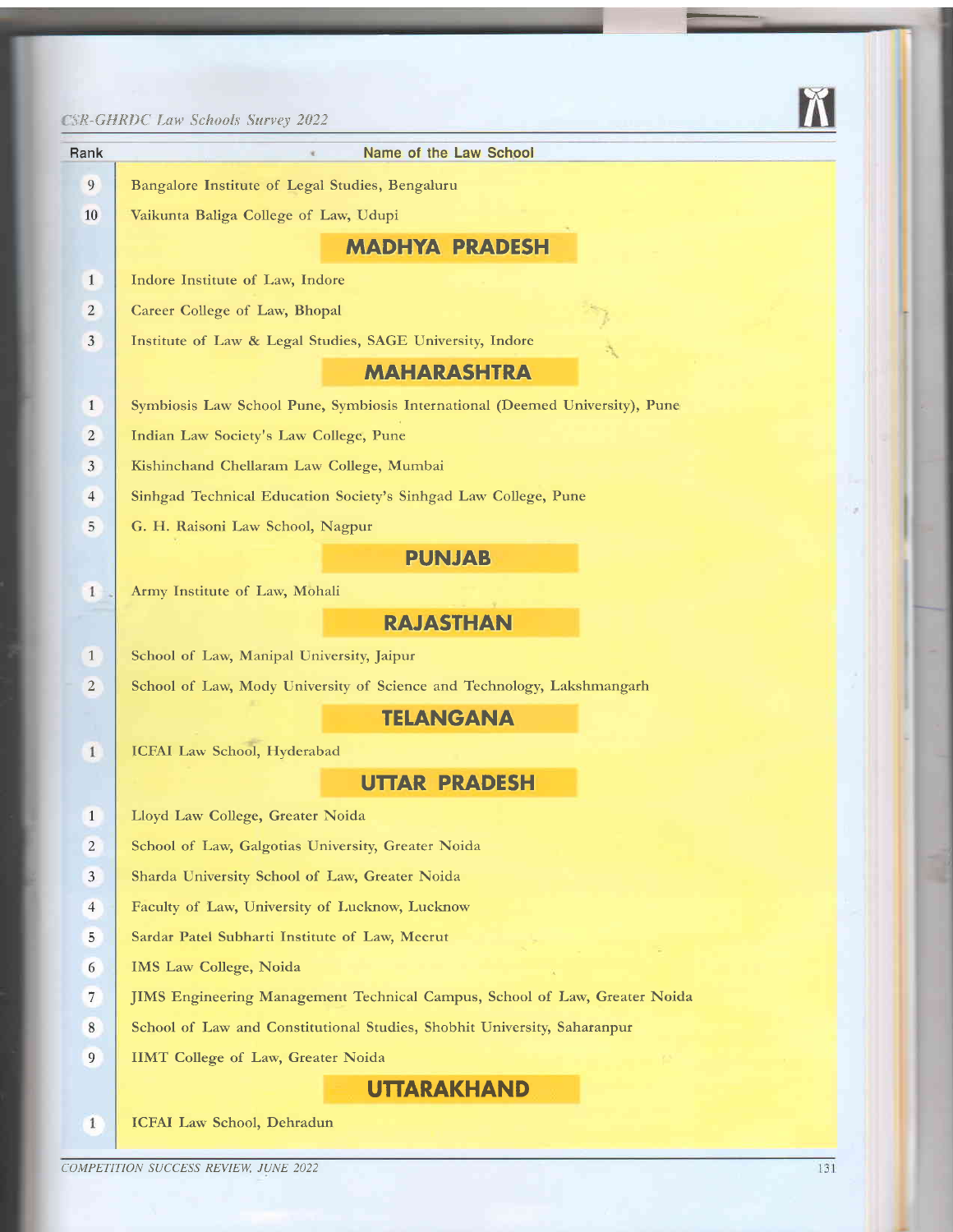| Rank | Name of the Law School |
|---|---|
| 9 | Bangalore Institute of Legal Studies, Bengaluru |
| 10 | Vaikunta Baliga College of Law, Udupi |
| | **MADHYA PRADESH** |
| 1 | Indore Institute of Law, Indore |
| 2 | Career College of Law, Bhopal |
| 3 | Institute of Law & Legal Studies, SAGE University, Indore |
| | **MAHARASHTRA** |
| 1 | Symbiosis Law School Pune, Symbiosis International (Deemed University), Pune |
| 2 | Indian Law Society's Law College, Pune |
| 3 | Kishinchand Chellaram Law College, Mumbai |
| 4 | Sinhgad Technical Education Society's Sinhgad Law College, Pune |
| 5 | G. H. Raisoni Law School, Nagpur |
| | **PUNJAB** |
| 1 | Army Institute of Law, Mohali |
| | **RAJASTHAN** |
| 1 | School of Law, Manipal University, Jaipur |
| 2 | School of Law, Mody University of Science and Technology, Lakshmangarh |
| | **TELANGANA** |
| 1 | ICFAI Law School, Hyderabad |
| | **UTTAR PRADESH** |
| 1 | Lloyd Law College, Greater Noida |
| 2 | School of Law, Galgotias University, Greater Noida |
| 3 | Sharda University School of Law, Greater Noida |
| 4 | Faculty of Law, University of Lucknow, Lucknow |
| 5 | Sardar Patel Subharti Institute of Law, Meerut |
| 6 | IMS Law College, Noida |
| 7 | JIMS Engineering Management Technical Campus, School of Law, Greater Noida |
| 8 | School of Law and Constitutional Studies, Shobhit University, Saharanpur |
| 9 | IIMT College of Law, Greater Noida |
| | **UTTARAKHAND** |
| 1 | ICFAI Law School, Dehradun |